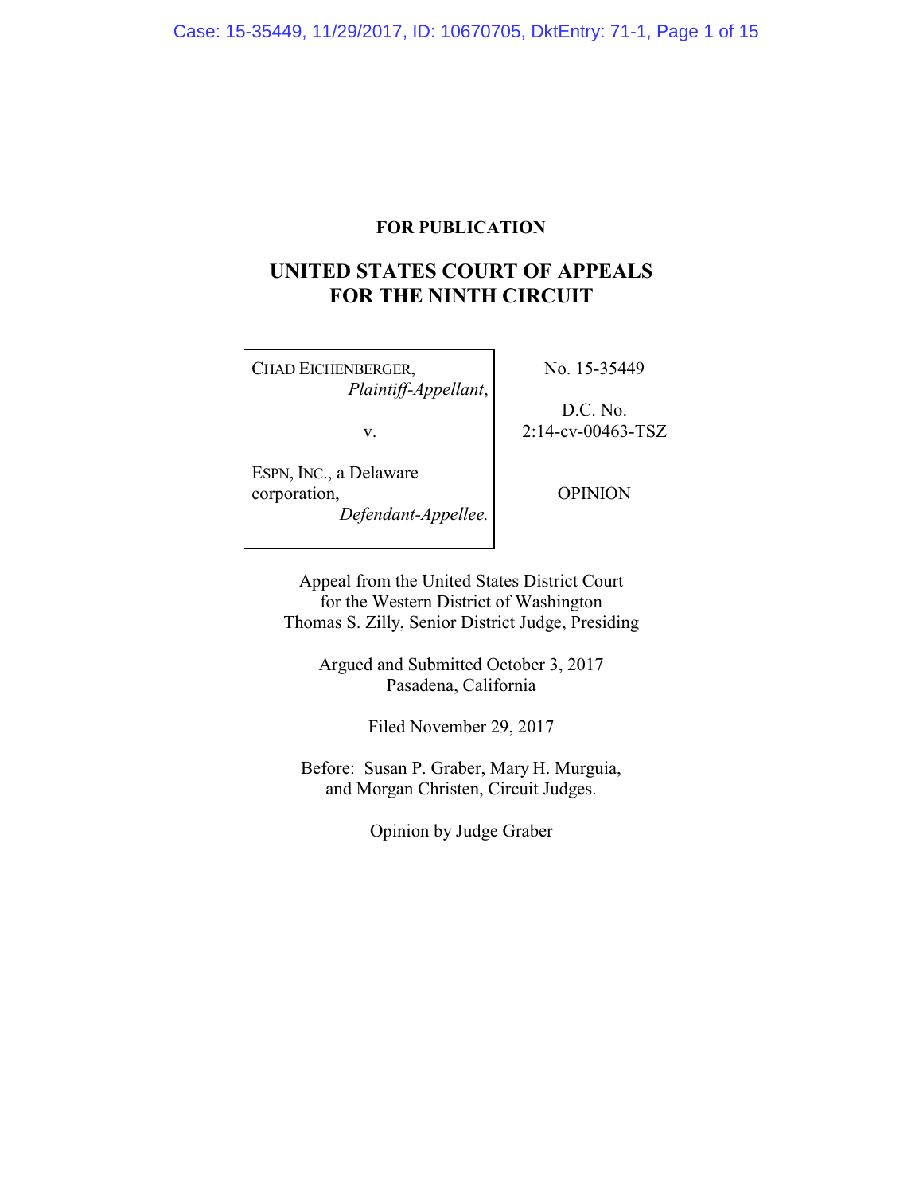**FOR PUBLICATION**

# UNITED STATES COURT OF APPEALS FOR THE NINTH CIRCUIT

CHAD EICHENBERGER,
*Plaintiff-Appellant*,

v.

ESPN, INC., a Delaware corporation,
*Defendant-Appellee.*

No. 15-35449

D.C. No. 2:14-cv-00463-TSZ

OPINION

Appeal from the United States District Court
for the Western District of Washington
Thomas S. Zilly, Senior District Judge, Presiding

Argued and Submitted October 3, 2017
Pasadena, California

Filed November 29, 2017

Before: Susan P. Graber, Mary H. Murguia,
and Morgan Christen, Circuit Judges.

Opinion by Judge Graber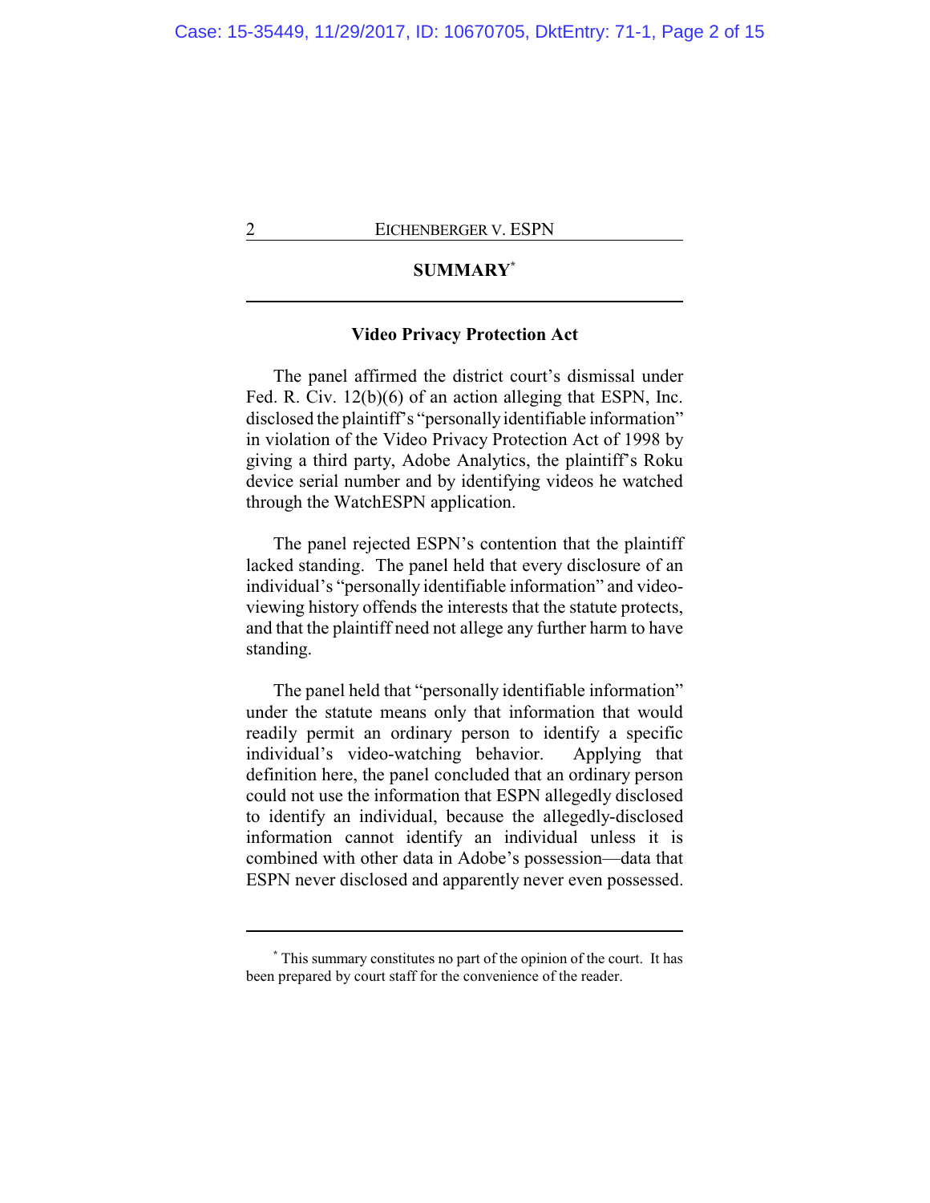## SUMMARY*

### Video Privacy Protection Act

The panel affirmed the district court's dismissal under Fed. R. Civ. 12(b)(6) of an action alleging that ESPN, Inc. disclosed the plaintiff's "personally identifiable information" in violation of the Video Privacy Protection Act of 1998 by giving a third party, Adobe Analytics, the plaintiff's Roku device serial number and by identifying videos he watched through the WatchESPN application.

The panel rejected ESPN's contention that the plaintiff lacked standing. The panel held that every disclosure of an individual's "personally identifiable information" and video-viewing history offends the interests that the statute protects, and that the plaintiff need not allege any further harm to have standing.

The panel held that "personally identifiable information" under the statute means only that information that would readily permit an ordinary person to identify a specific individual's video-watching behavior. Applying that definition here, the panel concluded that an ordinary person could not use the information that ESPN allegedly disclosed to identify an individual, because the allegedly-disclosed information cannot identify an individual unless it is combined with other data in Adobe's possession—data that ESPN never disclosed and apparently never even possessed.

---

* This summary constitutes no part of the opinion of the court. It has been prepared by court staff for the convenience of the reader.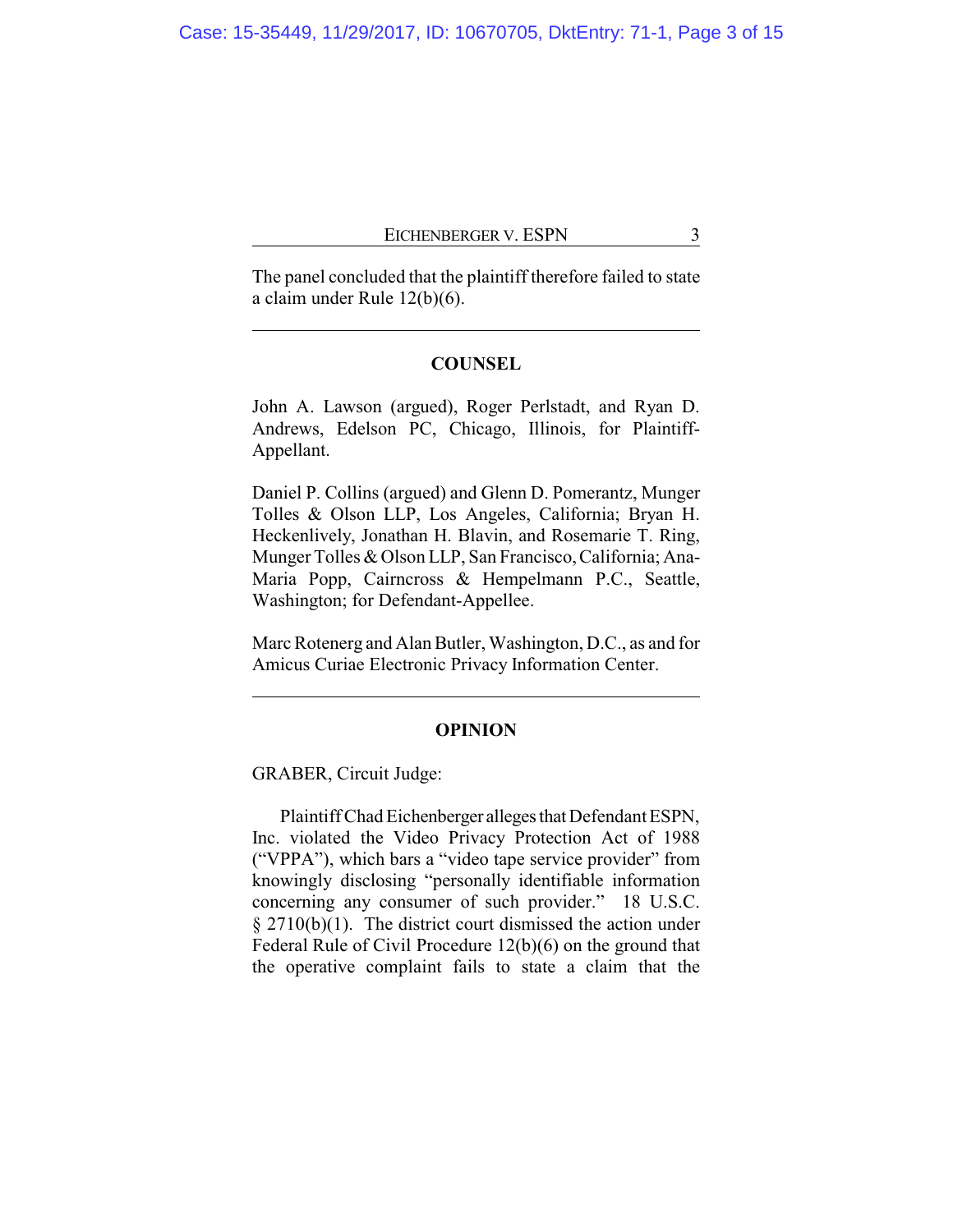The panel concluded that the plaintiff therefore failed to state a claim under Rule 12(b)(6).

---

## COUNSEL

John A. Lawson (argued), Roger Perlstadt, and Ryan D. Andrews, Edelson PC, Chicago, Illinois, for Plaintiff-Appellant.

Daniel P. Collins (argued) and Glenn D. Pomerantz, Munger Tolles & Olson LLP, Los Angeles, California; Bryan H. Heckenlively, Jonathan H. Blavin, and Rosemarie T. Ring, Munger Tolles & Olson LLP, San Francisco, California; Ana-Maria Popp, Cairncross & Hempelmann P.C., Seattle, Washington; for Defendant-Appellee.

Marc Rotenberg and Alan Butler, Washington, D.C., as and for Amicus Curiae Electronic Privacy Information Center.

---

## OPINION

GRABER, Circuit Judge:

Plaintiff Chad Eichenberger alleges that Defendant ESPN, Inc. violated the Video Privacy Protection Act of 1988 ("VPPA"), which bars a "video tape service provider" from knowingly disclosing "personally identifiable information concerning any consumer of such provider." 18 U.S.C. § 2710(b)(1). The district court dismissed the action under Federal Rule of Civil Procedure 12(b)(6) on the ground that the operative complaint fails to state a claim that the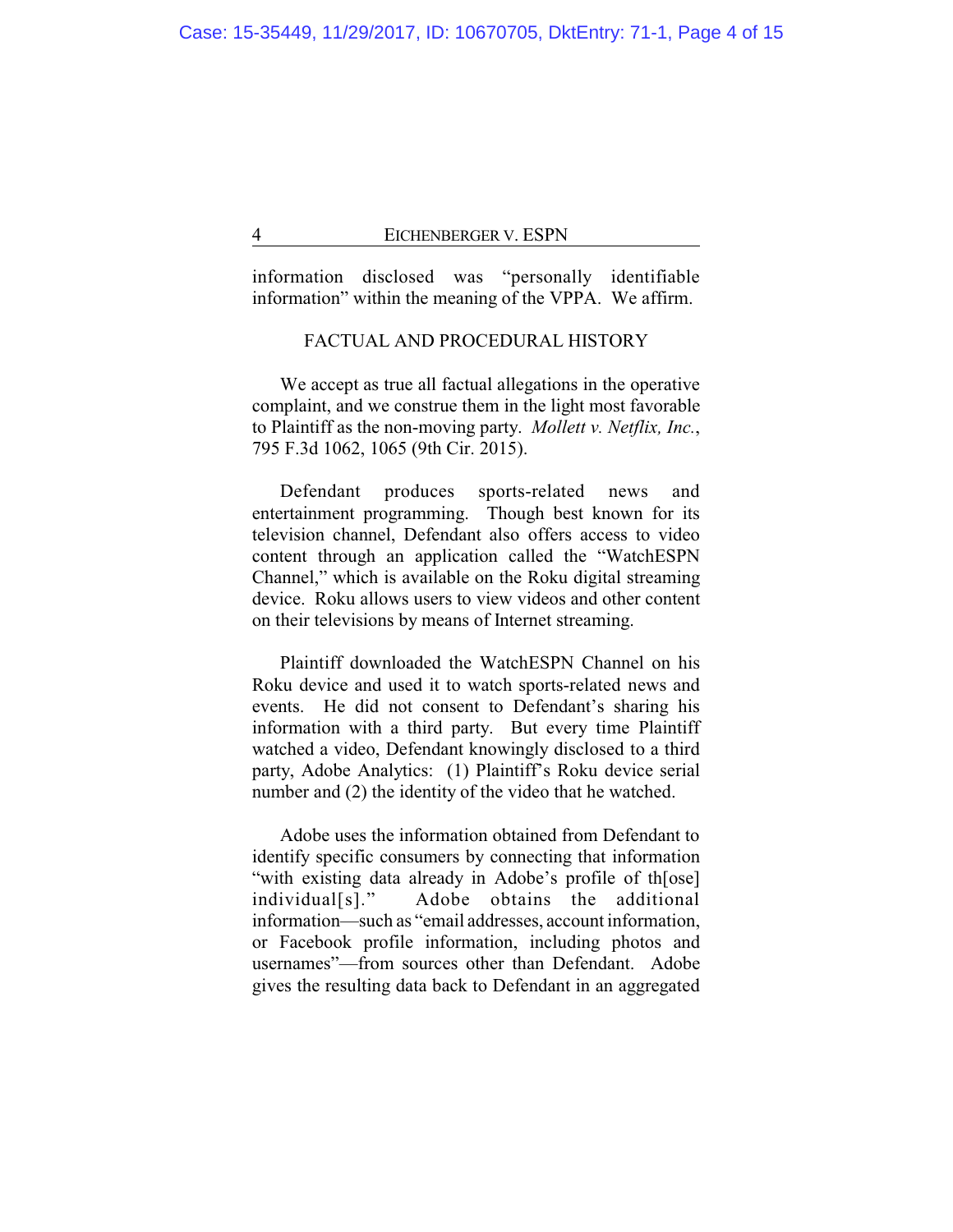information disclosed was "personally identifiable information" within the meaning of the VPPA. We affirm.

## FACTUAL AND PROCEDURAL HISTORY

We accept as true all factual allegations in the operative complaint, and we construe them in the light most favorable to Plaintiff as the non-moving party. *Mollett v. Netflix, Inc.*, 795 F.3d 1062, 1065 (9th Cir. 2015).

Defendant produces sports-related news and entertainment programming. Though best known for its television channel, Defendant also offers access to video content through an application called the "WatchESPN Channel," which is available on the Roku digital streaming device. Roku allows users to view videos and other content on their televisions by means of Internet streaming.

Plaintiff downloaded the WatchESPN Channel on his Roku device and used it to watch sports-related news and events. He did not consent to Defendant's sharing his information with a third party. But every time Plaintiff watched a video, Defendant knowingly disclosed to a third party, Adobe Analytics: (1) Plaintiff's Roku device serial number and (2) the identity of the video that he watched.

Adobe uses the information obtained from Defendant to identify specific consumers by connecting that information "with existing data already in Adobe's profile of th[ose] individual[s]." Adobe obtains the additional information—such as "email addresses, account information, or Facebook profile information, including photos and usernames"—from sources other than Defendant. Adobe gives the resulting data back to Defendant in an aggregated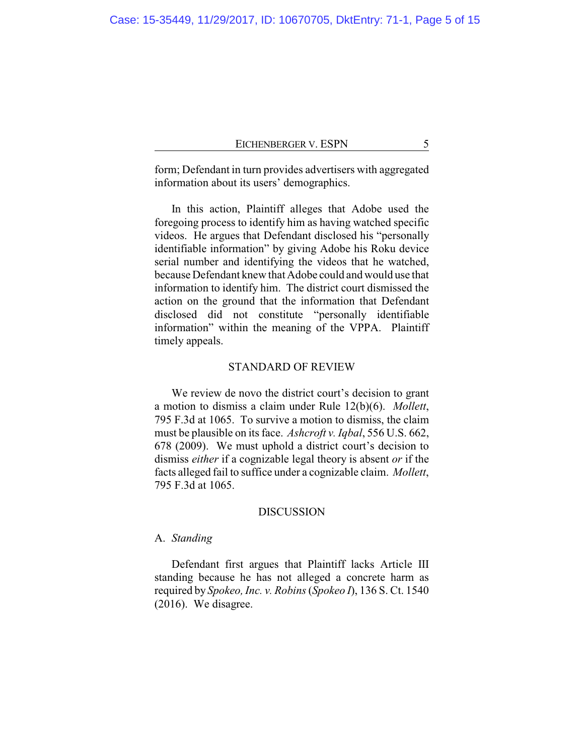form; Defendant in turn provides advertisers with aggregated information about its users' demographics.

In this action, Plaintiff alleges that Adobe used the foregoing process to identify him as having watched specific videos. He argues that Defendant disclosed his "personally identifiable information" by giving Adobe his Roku device serial number and identifying the videos that he watched, because Defendant knew that Adobe could and would use that information to identify him. The district court dismissed the action on the ground that the information that Defendant disclosed did not constitute "personally identifiable information" within the meaning of the VPPA. Plaintiff timely appeals.

## STANDARD OF REVIEW

We review de novo the district court's decision to grant a motion to dismiss a claim under Rule 12(b)(6). *Mollett*, 795 F.3d at 1065. To survive a motion to dismiss, the claim must be plausible on its face. *Ashcroft v. Iqbal*, 556 U.S. 662, 678 (2009). We must uphold a district court's decision to dismiss *either* if a cognizable legal theory is absent *or* if the facts alleged fail to suffice under a cognizable claim. *Mollett*, 795 F.3d at 1065.

## DISCUSSION

### A. *Standing*

Defendant first argues that Plaintiff lacks Article III standing because he has not alleged a concrete harm as required by *Spokeo, Inc. v. Robins* (*Spokeo I*), 136 S. Ct. 1540 (2016). We disagree.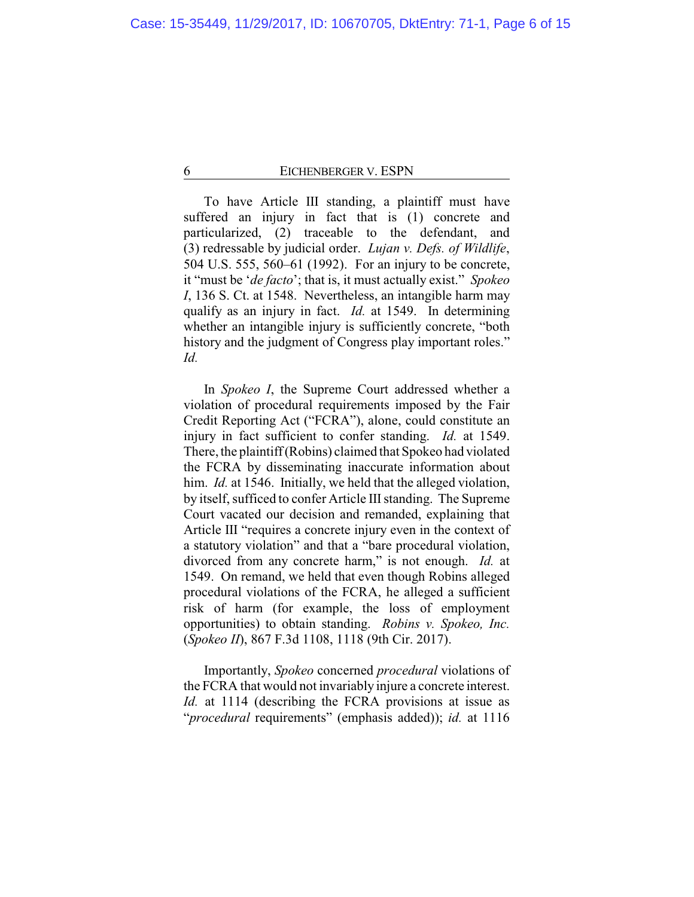To have Article III standing, a plaintiff must have suffered an injury in fact that is (1) concrete and particularized, (2) traceable to the defendant, and (3) redressable by judicial order. *Lujan v. Defs. of Wildlife*, 504 U.S. 555, 560–61 (1992). For an injury to be concrete, it "must be '*de facto*'; that is, it must actually exist." *Spokeo I*, 136 S. Ct. at 1548. Nevertheless, an intangible harm may qualify as an injury in fact. *Id.* at 1549. In determining whether an intangible injury is sufficiently concrete, "both history and the judgment of Congress play important roles." *Id.*

In *Spokeo I*, the Supreme Court addressed whether a violation of procedural requirements imposed by the Fair Credit Reporting Act ("FCRA"), alone, could constitute an injury in fact sufficient to confer standing. *Id.* at 1549. There, the plaintiff (Robins) claimed that Spokeo had violated the FCRA by disseminating inaccurate information about him. *Id.* at 1546. Initially, we held that the alleged violation, by itself, sufficed to confer Article III standing. The Supreme Court vacated our decision and remanded, explaining that Article III "requires a concrete injury even in the context of a statutory violation" and that a "bare procedural violation, divorced from any concrete harm," is not enough. *Id.* at 1549. On remand, we held that even though Robins alleged procedural violations of the FCRA, he alleged a sufficient risk of harm (for example, the loss of employment opportunities) to obtain standing. *Robins v. Spokeo, Inc.* (*Spokeo II*), 867 F.3d 1108, 1118 (9th Cir. 2017).

Importantly, *Spokeo* concerned *procedural* violations of the FCRA that would not invariably injure a concrete interest. *Id.* at 1114 (describing the FCRA provisions at issue as "*procedural* requirements" (emphasis added)); *id.* at 1116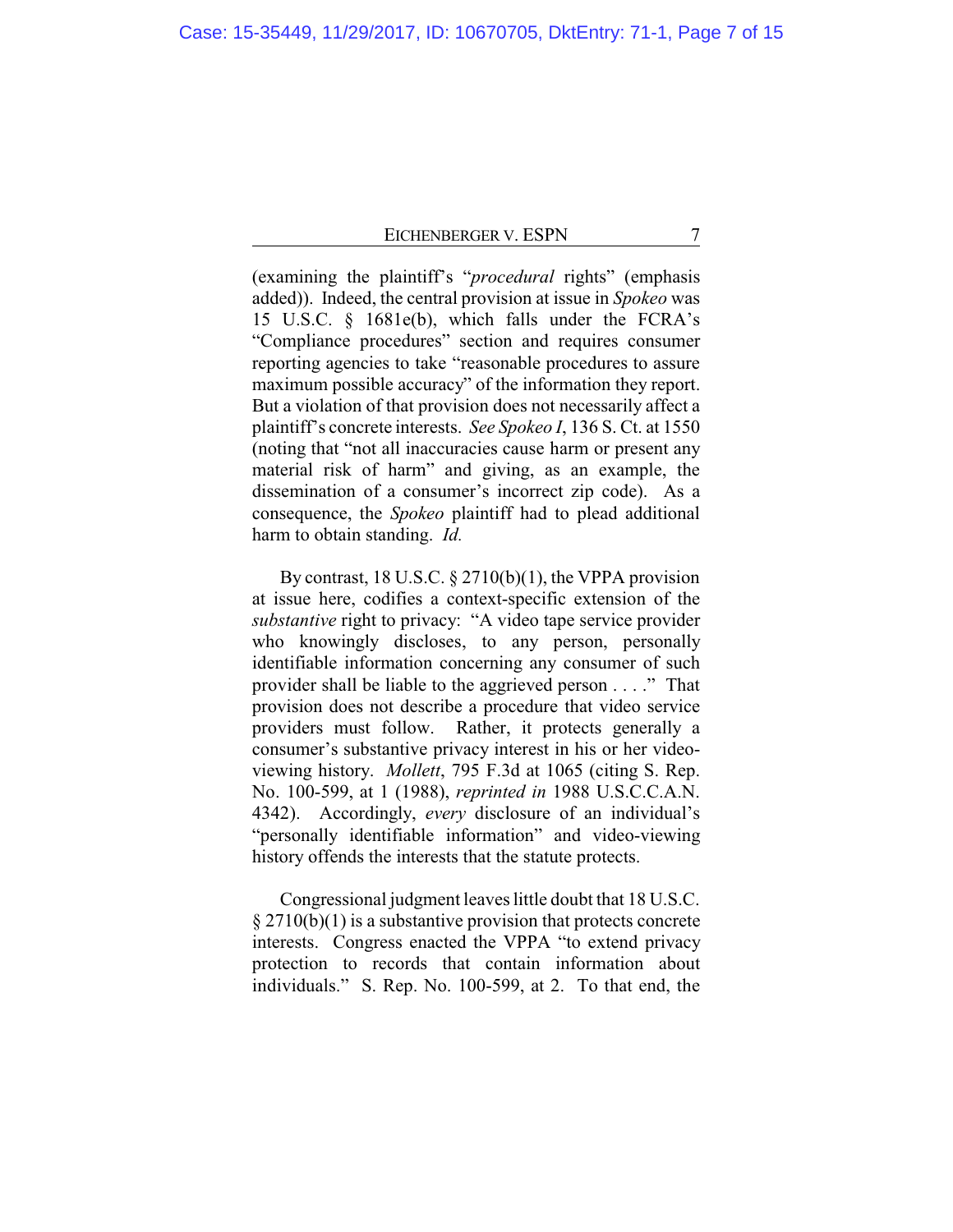(examining the plaintiff's "*procedural* rights" (emphasis added)). Indeed, the central provision at issue in *Spokeo* was 15 U.S.C. § 1681e(b), which falls under the FCRA's "Compliance procedures" section and requires consumer reporting agencies to take "reasonable procedures to assure maximum possible accuracy" of the information they report. But a violation of that provision does not necessarily affect a plaintiff's concrete interests. *See Spokeo I*, 136 S. Ct. at 1550 (noting that "not all inaccuracies cause harm or present any material risk of harm" and giving, as an example, the dissemination of a consumer's incorrect zip code). As a consequence, the *Spokeo* plaintiff had to plead additional harm to obtain standing. *Id.*

By contrast, 18 U.S.C. § 2710(b)(1), the VPPA provision at issue here, codifies a context-specific extension of the *substantive* right to privacy: "A video tape service provider who knowingly discloses, to any person, personally identifiable information concerning any consumer of such provider shall be liable to the aggrieved person . . . ." That provision does not describe a procedure that video service providers must follow. Rather, it protects generally a consumer's substantive privacy interest in his or her video-viewing history. *Mollett*, 795 F.3d at 1065 (citing S. Rep. No. 100-599, at 1 (1988), *reprinted in* 1988 U.S.C.C.A.N. 4342). Accordingly, *every* disclosure of an individual's "personally identifiable information" and video-viewing history offends the interests that the statute protects.

Congressional judgment leaves little doubt that 18 U.S.C. § 2710(b)(1) is a substantive provision that protects concrete interests. Congress enacted the VPPA "to extend privacy protection to records that contain information about individuals." S. Rep. No. 100-599, at 2. To that end, the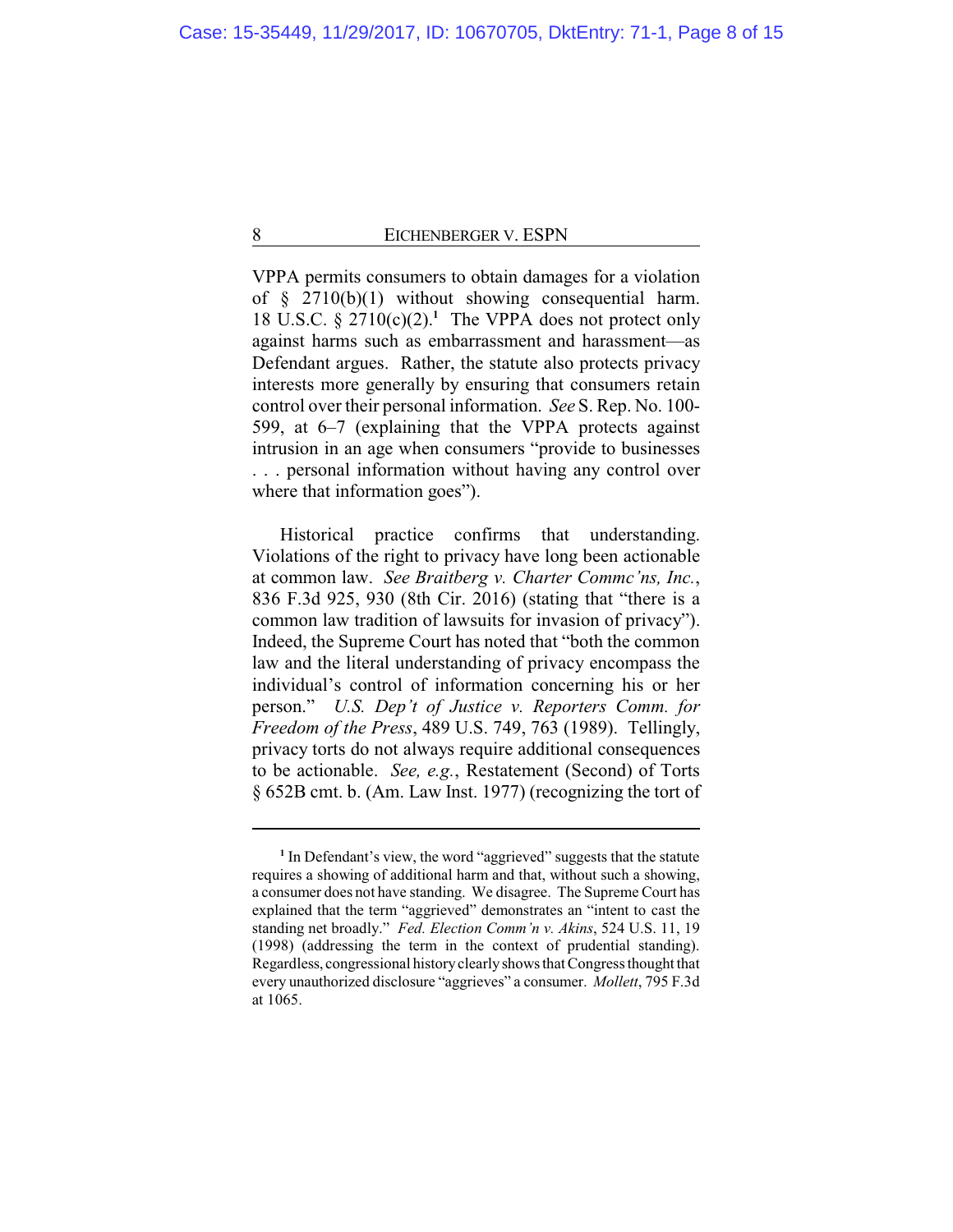VPPA permits consumers to obtain damages for a violation of § 2710(b)(1) without showing consequential harm. 18 U.S.C. § 2710(c)(2).[1] The VPPA does not protect only against harms such as embarrassment and harassment—as Defendant argues. Rather, the statute also protects privacy interests more generally by ensuring that consumers retain control over their personal information. *See* S. Rep. No. 100-599, at 6–7 (explaining that the VPPA protects against intrusion in an age when consumers "provide to businesses . . . personal information without having any control over where that information goes").

Historical practice confirms that understanding. Violations of the right to privacy have long been actionable at common law. *See Braitberg v. Charter Commc'ns, Inc.*, 836 F.3d 925, 930 (8th Cir. 2016) (stating that "there is a common law tradition of lawsuits for invasion of privacy"). Indeed, the Supreme Court has noted that "both the common law and the literal understanding of privacy encompass the individual's control of information concerning his or her person." *U.S. Dep't of Justice v. Reporters Comm. for Freedom of the Press*, 489 U.S. 749, 763 (1989). Tellingly, privacy torts do not always require additional consequences to be actionable. *See, e.g.*, Restatement (Second) of Torts § 652B cmt. b. (Am. Law Inst. 1977) (recognizing the tort of

---

[1] In Defendant's view, the word "aggrieved" suggests that the statute requires a showing of additional harm and that, without such a showing, a consumer does not have standing. We disagree. The Supreme Court has explained that the term "aggrieved" demonstrates an "intent to cast the standing net broadly." *Fed. Election Comm'n v. Akins*, 524 U.S. 11, 19 (1998) (addressing the term in the context of prudential standing). Regardless, congressional history clearly shows that Congress thought that every unauthorized disclosure "aggrieves" a consumer. *Mollett*, 795 F.3d at 1065.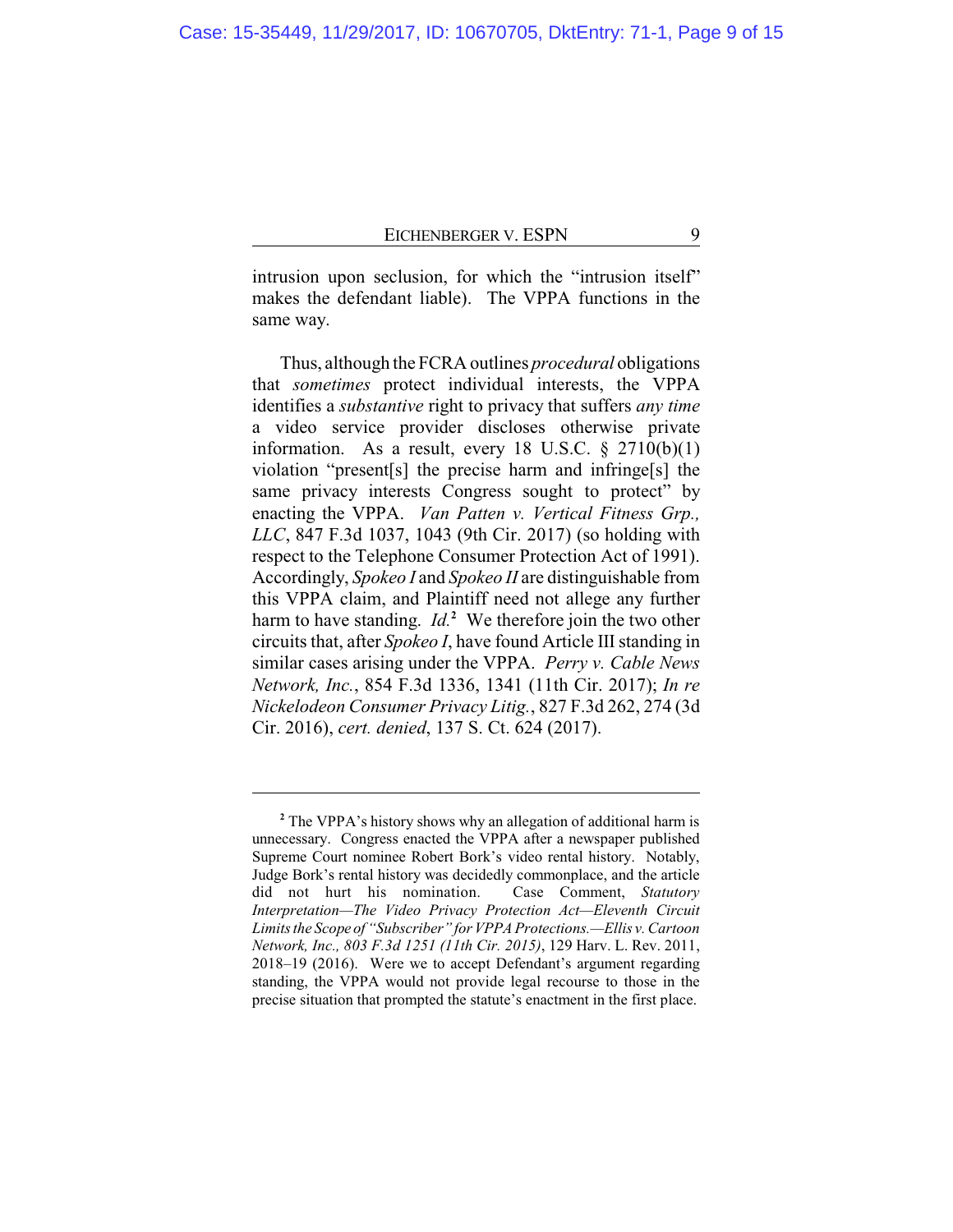intrusion upon seclusion, for which the "intrusion itself" makes the defendant liable). The VPPA functions in the same way.

Thus, although the FCRA outlines *procedural* obligations that *sometimes* protect individual interests, the VPPA identifies a *substantive* right to privacy that suffers *any time* a video service provider discloses otherwise private information. As a result, every 18 U.S.C. § 2710(b)(1) violation "present[s] the precise harm and infringe[s] the same privacy interests Congress sought to protect" by enacting the VPPA. *Van Patten v. Vertical Fitness Grp., LLC*, 847 F.3d 1037, 1043 (9th Cir. 2017) (so holding with respect to the Telephone Consumer Protection Act of 1991). Accordingly, *Spokeo I* and *Spokeo II* are distinguishable from this VPPA claim, and Plaintiff need not allege any further harm to have standing. *Id.*[2] We therefore join the two other circuits that, after *Spokeo I*, have found Article III standing in similar cases arising under the VPPA. *Perry v. Cable News Network, Inc.*, 854 F.3d 1336, 1341 (11th Cir. 2017); *In re Nickelodeon Consumer Privacy Litig.*, 827 F.3d 262, 274 (3d Cir. 2016), *cert. denied*, 137 S. Ct. 624 (2017).

---

[2] The VPPA's history shows why an allegation of additional harm is unnecessary. Congress enacted the VPPA after a newspaper published Supreme Court nominee Robert Bork's video rental history. Notably, Judge Bork's rental history was decidedly commonplace, and the article did not hurt his nomination. Case Comment, *Statutory Interpretation—The Video Privacy Protection Act—Eleventh Circuit Limits the Scope of "Subscriber" for VPPA Protections.—Ellis v. Cartoon Network, Inc., 803 F.3d 1251 (11th Cir. 2015)*, 129 Harv. L. Rev. 2011, 2018–19 (2016). Were we to accept Defendant's argument regarding standing, the VPPA would not provide legal recourse to those in the precise situation that prompted the statute's enactment in the first place.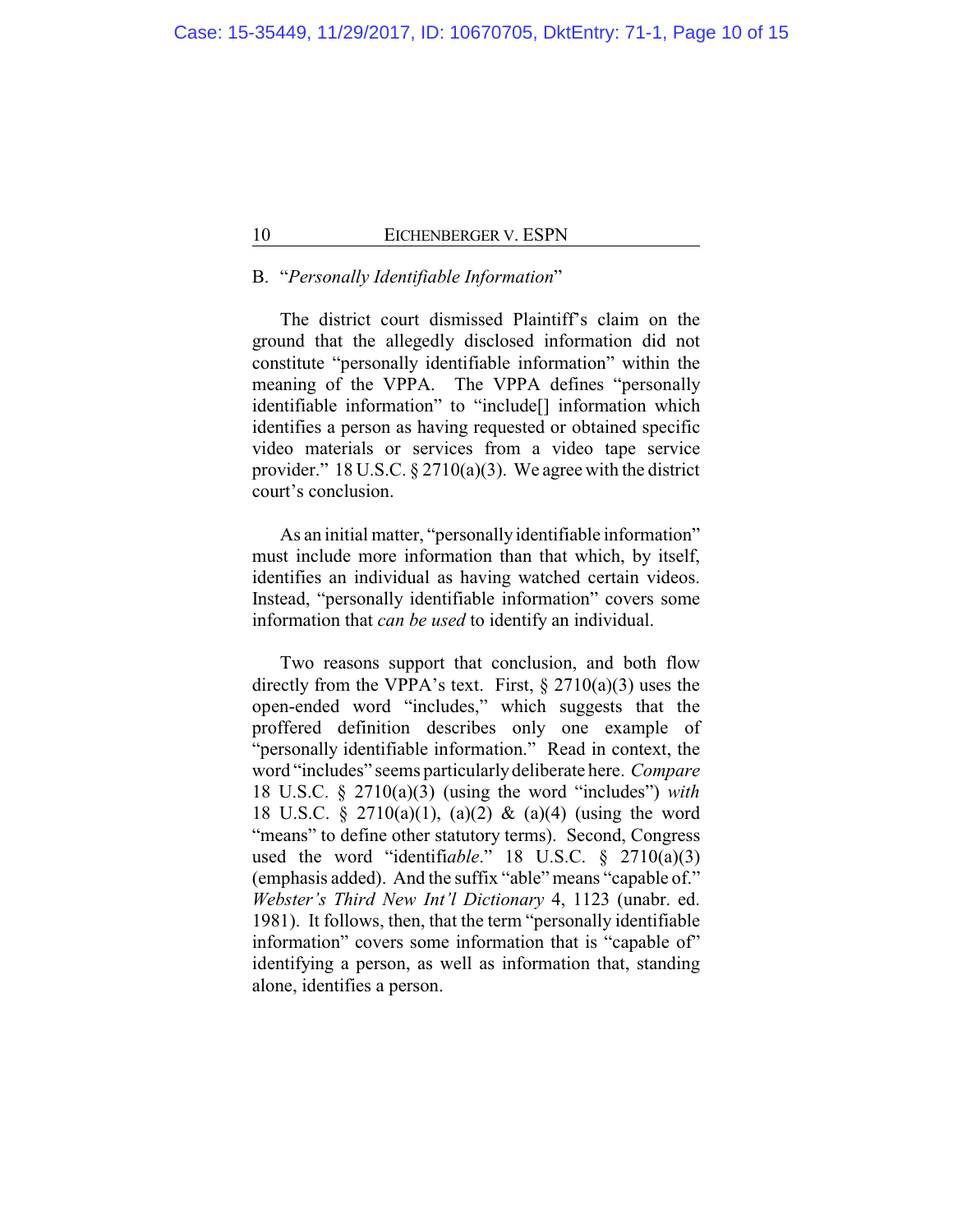## B. "*Personally Identifiable Information*"

The district court dismissed Plaintiff's claim on the ground that the allegedly disclosed information did not constitute "personally identifiable information" within the meaning of the VPPA. The VPPA defines "personally identifiable information" to "include[] information which identifies a person as having requested or obtained specific video materials or services from a video tape service provider." 18 U.S.C. § 2710(a)(3). We agree with the district court's conclusion.

As an initial matter, "personally identifiable information" must include more information than that which, by itself, identifies an individual as having watched certain videos. Instead, "personally identifiable information" covers some information that *can be used* to identify an individual.

Two reasons support that conclusion, and both flow directly from the VPPA's text. First, § 2710(a)(3) uses the open-ended word "includes," which suggests that the proffered definition describes only one example of "personally identifiable information." Read in context, the word "includes" seems particularly deliberate here. *Compare* 18 U.S.C. § 2710(a)(3) (using the word "includes") *with* 18 U.S.C. § 2710(a)(1), (a)(2) & (a)(4) (using the word "means" to define other statutory terms). Second, Congress used the word "identifi*able*." 18 U.S.C. § 2710(a)(3) (emphasis added). And the suffix "able" means "capable of." *Webster's Third New Int'l Dictionary* 4, 1123 (unabr. ed. 1981). It follows, then, that the term "personally identifiable information" covers some information that is "capable of" identifying a person, as well as information that, standing alone, identifies a person.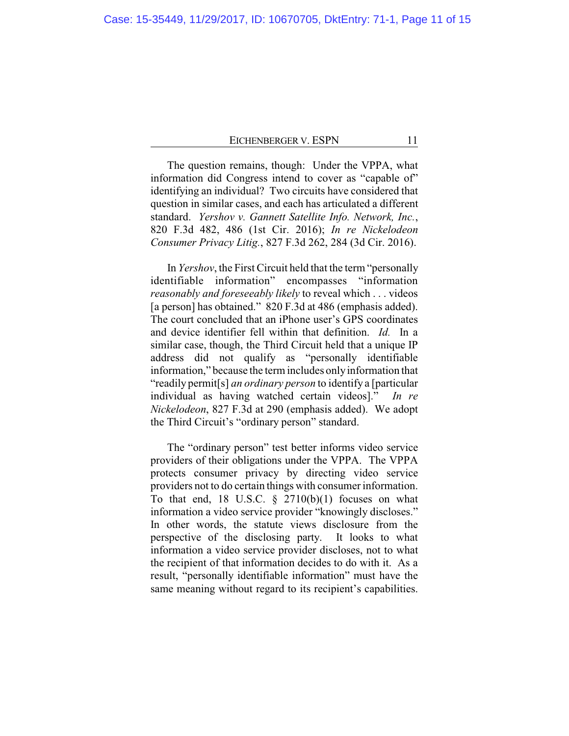The question remains, though: Under the VPPA, what information did Congress intend to cover as "capable of" identifying an individual? Two circuits have considered that question in similar cases, and each has articulated a different standard. *Yershov v. Gannett Satellite Info. Network, Inc.*, 820 F.3d 482, 486 (1st Cir. 2016); *In re Nickelodeon Consumer Privacy Litig.*, 827 F.3d 262, 284 (3d Cir. 2016).

In *Yershov*, the First Circuit held that the term "personally identifiable information" encompasses "information *reasonably and foreseeably likely* to reveal which . . . videos [a person] has obtained." 820 F.3d at 486 (emphasis added). The court concluded that an iPhone user's GPS coordinates and device identifier fell within that definition. *Id.* In a similar case, though, the Third Circuit held that a unique IP address did not qualify as "personally identifiable information," because the term includes only information that "readily permit[s] *an ordinary person* to identify a [particular individual as having watched certain videos]." *In re Nickelodeon*, 827 F.3d at 290 (emphasis added). We adopt the Third Circuit's "ordinary person" standard.

The "ordinary person" test better informs video service providers of their obligations under the VPPA. The VPPA protects consumer privacy by directing video service providers not to do certain things with consumer information. To that end, 18 U.S.C. § 2710(b)(1) focuses on what information a video service provider "knowingly discloses." In other words, the statute views disclosure from the perspective of the disclosing party. It looks to what information a video service provider discloses, not to what the recipient of that information decides to do with it. As a result, "personally identifiable information" must have the same meaning without regard to its recipient's capabilities.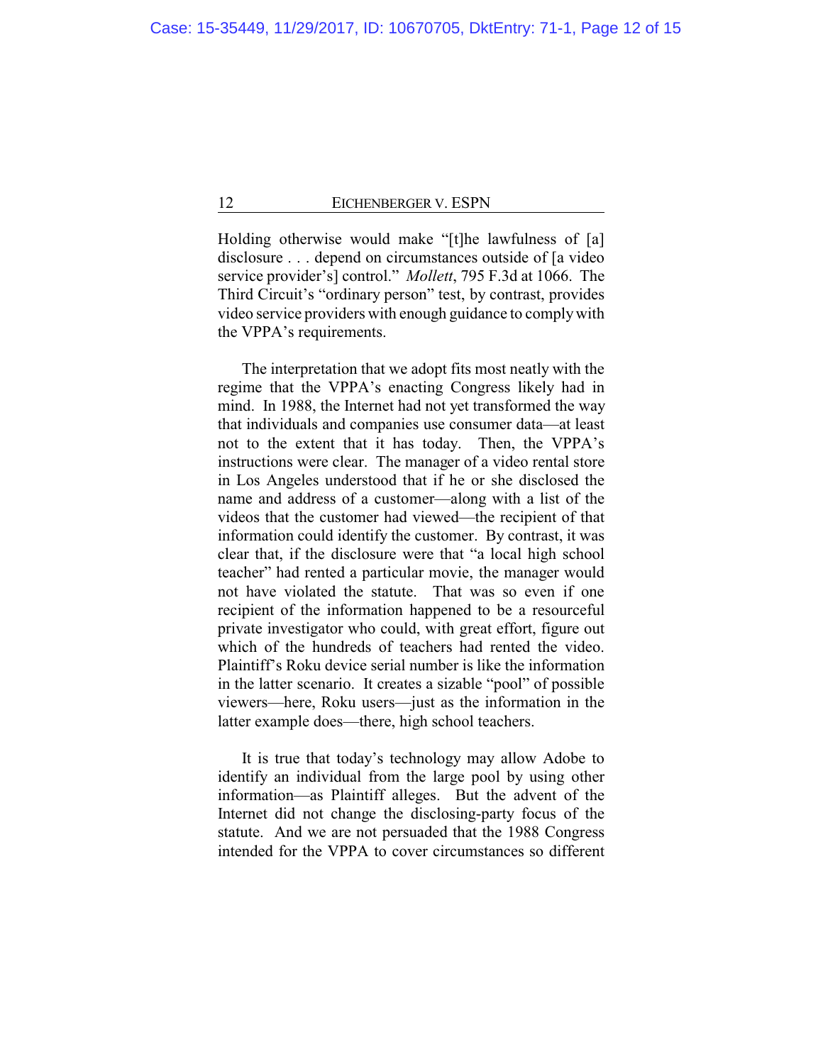Holding otherwise would make "[t]he lawfulness of [a] disclosure . . . depend on circumstances outside of [a video service provider's] control." *Mollett*, 795 F.3d at 1066. The Third Circuit's "ordinary person" test, by contrast, provides video service providers with enough guidance to comply with the VPPA's requirements.

The interpretation that we adopt fits most neatly with the regime that the VPPA's enacting Congress likely had in mind. In 1988, the Internet had not yet transformed the way that individuals and companies use consumer data—at least not to the extent that it has today. Then, the VPPA's instructions were clear. The manager of a video rental store in Los Angeles understood that if he or she disclosed the name and address of a customer—along with a list of the videos that the customer had viewed—the recipient of that information could identify the customer. By contrast, it was clear that, if the disclosure were that "a local high school teacher" had rented a particular movie, the manager would not have violated the statute. That was so even if one recipient of the information happened to be a resourceful private investigator who could, with great effort, figure out which of the hundreds of teachers had rented the video. Plaintiff's Roku device serial number is like the information in the latter scenario. It creates a sizable "pool" of possible viewers—here, Roku users—just as the information in the latter example does—there, high school teachers.

It is true that today's technology may allow Adobe to identify an individual from the large pool by using other information—as Plaintiff alleges. But the advent of the Internet did not change the disclosing-party focus of the statute. And we are not persuaded that the 1988 Congress intended for the VPPA to cover circumstances so different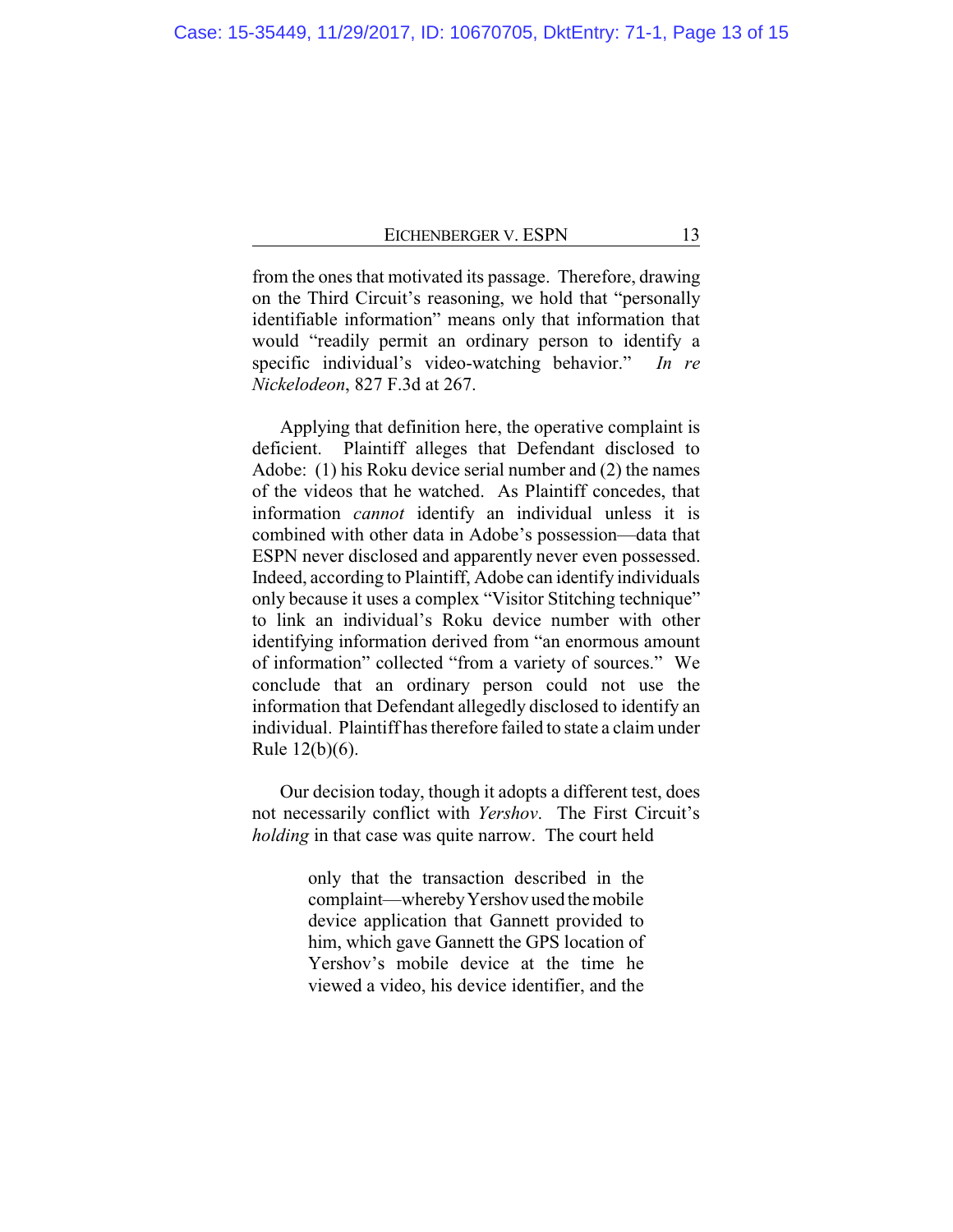from the ones that motivated its passage. Therefore, drawing on the Third Circuit's reasoning, we hold that "personally identifiable information" means only that information that would "readily permit an ordinary person to identify a specific individual's video-watching behavior." *In re Nickelodeon*, 827 F.3d at 267.

Applying that definition here, the operative complaint is deficient. Plaintiff alleges that Defendant disclosed to Adobe: (1) his Roku device serial number and (2) the names of the videos that he watched. As Plaintiff concedes, that information *cannot* identify an individual unless it is combined with other data in Adobe's possession—data that ESPN never disclosed and apparently never even possessed. Indeed, according to Plaintiff, Adobe can identify individuals only because it uses a complex "Visitor Stitching technique" to link an individual's Roku device number with other identifying information derived from "an enormous amount of information" collected "from a variety of sources." We conclude that an ordinary person could not use the information that Defendant allegedly disclosed to identify an individual. Plaintiff has therefore failed to state a claim under Rule 12(b)(6).

Our decision today, though it adopts a different test, does not necessarily conflict with *Yershov*. The First Circuit's *holding* in that case was quite narrow. The court held

> only that the transaction described in the complaint—whereby Yershov used the mobile device application that Gannett provided to him, which gave Gannett the GPS location of Yershov's mobile device at the time he viewed a video, his device identifier, and the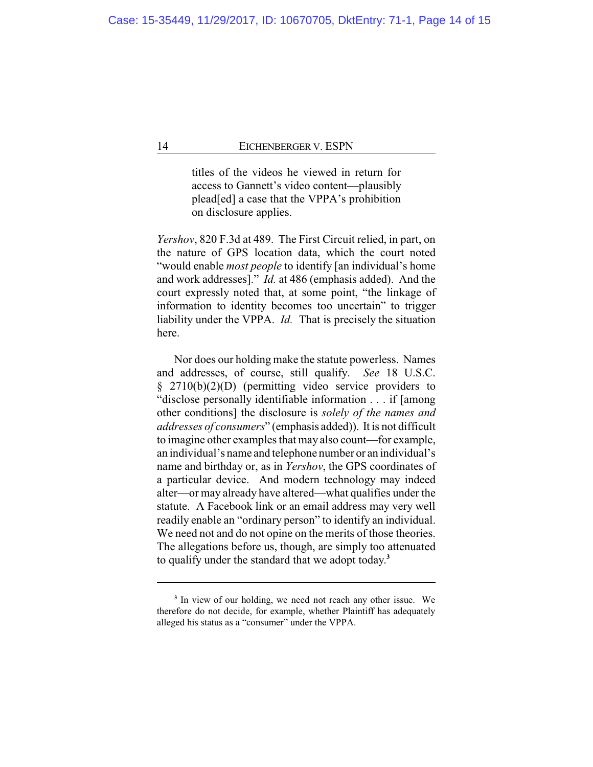> titles of the videos he viewed in return for access to Gannett's video content—plausibly plead[ed] a case that the VPPA's prohibition on disclosure applies.

*Yershov*, 820 F.3d at 489. The First Circuit relied, in part, on the nature of GPS location data, which the court noted "would enable *most people* to identify [an individual's home and work addresses]." *Id.* at 486 (emphasis added). And the court expressly noted that, at some point, "the linkage of information to identity becomes too uncertain" to trigger liability under the VPPA. *Id.* That is precisely the situation here.

Nor does our holding make the statute powerless. Names and addresses, of course, still qualify. *See* 18 U.S.C. § 2710(b)(2)(D) (permitting video service providers to "disclose personally identifiable information . . . if [among other conditions] the disclosure is *solely of the names and addresses of consumers*" (emphasis added)). It is not difficult to imagine other examples that may also count—for example, an individual's name and telephone number or an individual's name and birthday or, as in *Yershov*, the GPS coordinates of a particular device. And modern technology may indeed alter—or may already have altered—what qualifies under the statute. A Facebook link or an email address may very well readily enable an "ordinary person" to identify an individual. We need not and do not opine on the merits of those theories. The allegations before us, though, are simply too attenuated to qualify under the standard that we adopt today.[3]

---

[3] In view of our holding, we need not reach any other issue. We therefore do not decide, for example, whether Plaintiff has adequately alleged his status as a "consumer" under the VPPA.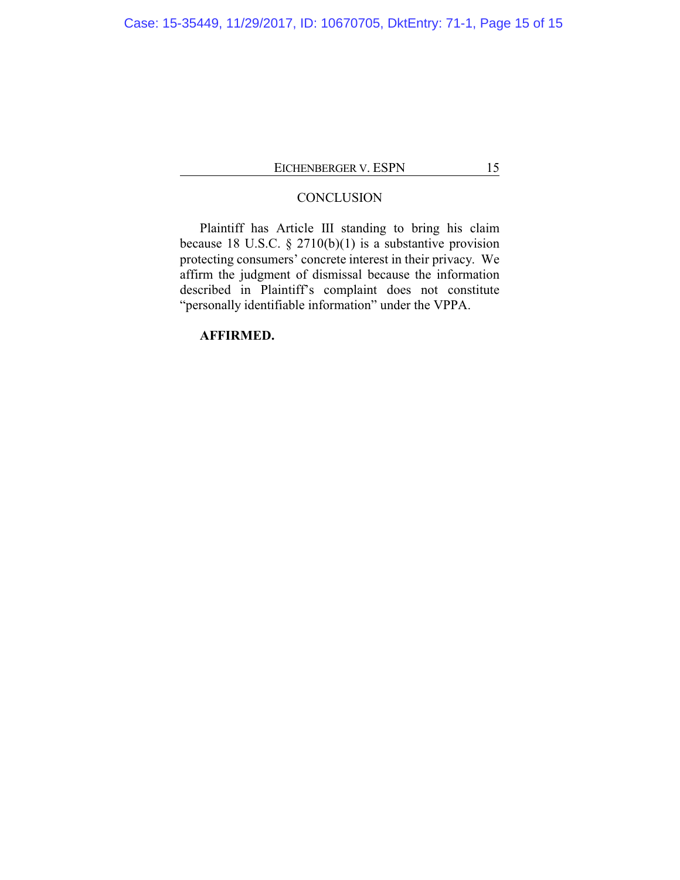## CONCLUSION

Plaintiff has Article III standing to bring his claim because 18 U.S.C. § 2710(b)(1) is a substantive provision protecting consumers' concrete interest in their privacy. We affirm the judgment of dismissal because the information described in Plaintiff's complaint does not constitute "personally identifiable information" under the VPPA.

**AFFIRMED.**